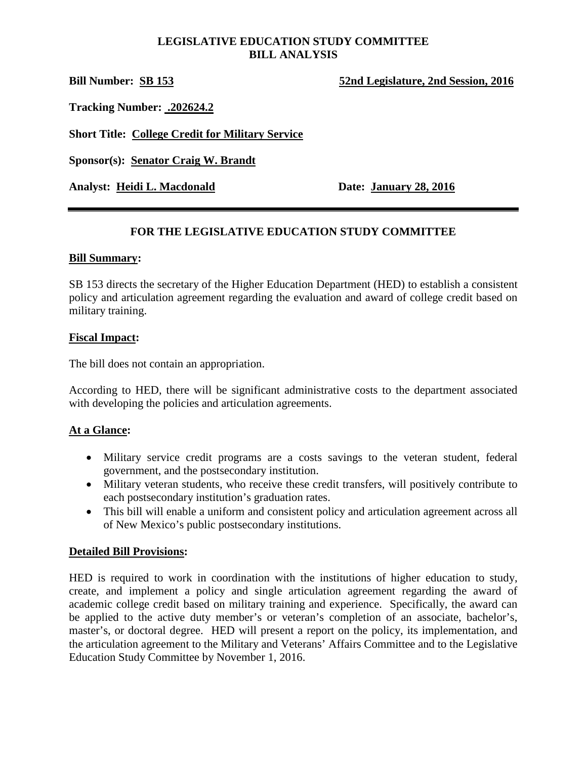**LEGISLATIVE EDUCATION STUDY COMMITTEE**
**BILL ANALYSIS**

**Bill Number:** **SB 153** **52nd Legislature, 2nd Session, 2016**

**Tracking Number:** **.202624.2**

**Short Title:** **College Credit for Military Service**

**Sponsor(s):** **Senator Craig W. Brandt**

**Analyst:** **Heidi L. Macdonald** **Date:** **January 28, 2016**

---

## FOR THE LEGISLATIVE EDUCATION STUDY COMMITTEE

### Bill Summary:

SB 153 directs the secretary of the Higher Education Department (HED) to establish a consistent policy and articulation agreement regarding the evaluation and award of college credit based on military training.

### Fiscal Impact:

The bill does not contain an appropriation.

According to HED, there will be significant administrative costs to the department associated with developing the policies and articulation agreements.

### At a Glance:

- Military service credit programs are a costs savings to the veteran student, federal government, and the postsecondary institution.
- Military veteran students, who receive these credit transfers, will positively contribute to each postsecondary institution's graduation rates.
- This bill will enable a uniform and consistent policy and articulation agreement across all of New Mexico's public postsecondary institutions.

### Detailed Bill Provisions:

HED is required to work in coordination with the institutions of higher education to study, create, and implement a policy and single articulation agreement regarding the award of academic college credit based on military training and experience. Specifically, the award can be applied to the active duty member's or veteran's completion of an associate, bachelor's, master's, or doctoral degree. HED will present a report on the policy, its implementation, and the articulation agreement to the Military and Veterans' Affairs Committee and to the Legislative Education Study Committee by November 1, 2016.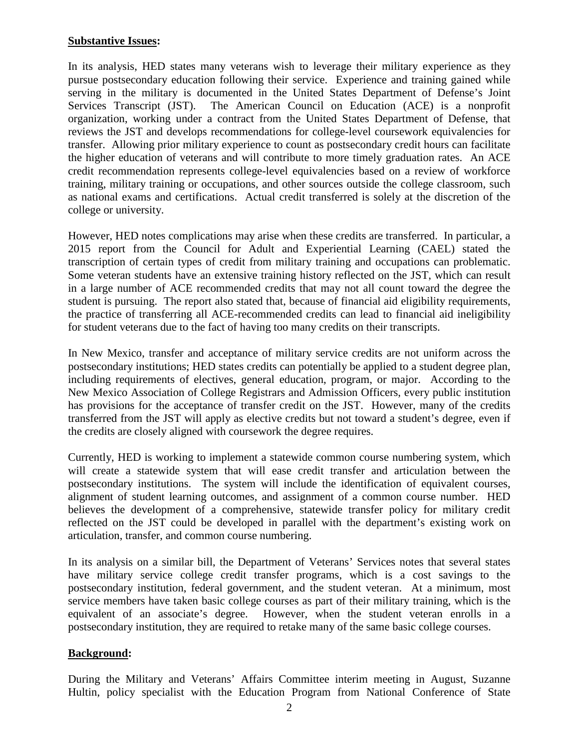**Substantive Issues:**

In its analysis, HED states many veterans wish to leverage their military experience as they pursue postsecondary education following their service. Experience and training gained while serving in the military is documented in the United States Department of Defense's Joint Services Transcript (JST). The American Council on Education (ACE) is a nonprofit organization, working under a contract from the United States Department of Defense, that reviews the JST and develops recommendations for college-level coursework equivalencies for transfer. Allowing prior military experience to count as postsecondary credit hours can facilitate the higher education of veterans and will contribute to more timely graduation rates. An ACE credit recommendation represents college-level equivalencies based on a review of workforce training, military training or occupations, and other sources outside the college classroom, such as national exams and certifications. Actual credit transferred is solely at the discretion of the college or university.

However, HED notes complications may arise when these credits are transferred. In particular, a 2015 report from the Council for Adult and Experiential Learning (CAEL) stated the transcription of certain types of credit from military training and occupations can problematic. Some veteran students have an extensive training history reflected on the JST, which can result in a large number of ACE recommended credits that may not all count toward the degree the student is pursuing. The report also stated that, because of financial aid eligibility requirements, the practice of transferring all ACE-recommended credits can lead to financial aid ineligibility for student veterans due to the fact of having too many credits on their transcripts.

In New Mexico, transfer and acceptance of military service credits are not uniform across the postsecondary institutions; HED states credits can potentially be applied to a student degree plan, including requirements of electives, general education, program, or major. According to the New Mexico Association of College Registrars and Admission Officers, every public institution has provisions for the acceptance of transfer credit on the JST. However, many of the credits transferred from the JST will apply as elective credits but not toward a student's degree, even if the credits are closely aligned with coursework the degree requires.

Currently, HED is working to implement a statewide common course numbering system, which will create a statewide system that will ease credit transfer and articulation between the postsecondary institutions. The system will include the identification of equivalent courses, alignment of student learning outcomes, and assignment of a common course number. HED believes the development of a comprehensive, statewide transfer policy for military credit reflected on the JST could be developed in parallel with the department's existing work on articulation, transfer, and common course numbering.

In its analysis on a similar bill, the Department of Veterans' Services notes that several states have military service college credit transfer programs, which is a cost savings to the postsecondary institution, federal government, and the student veteran. At a minimum, most service members have taken basic college courses as part of their military training, which is the equivalent of an associate's degree. However, when the student veteran enrolls in a postsecondary institution, they are required to retake many of the same basic college courses.

**Background:**

During the Military and Veterans' Affairs Committee interim meeting in August, Suzanne Hultin, policy specialist with the Education Program from National Conference of State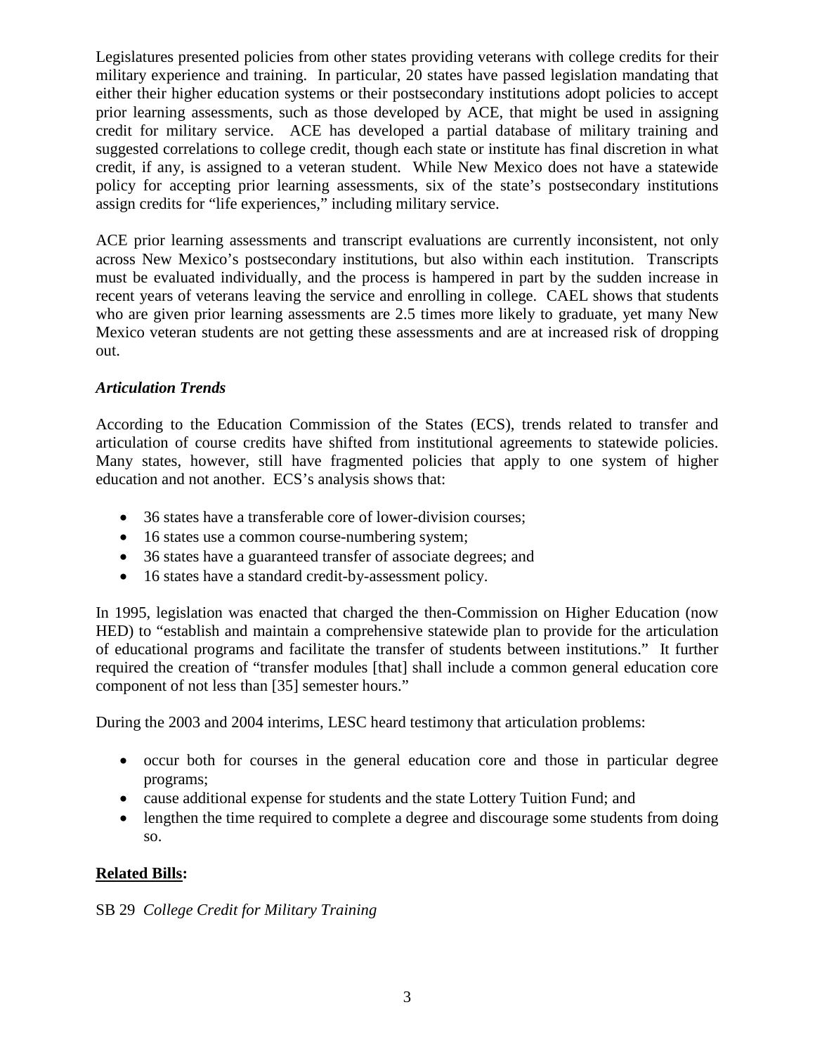Legislatures presented policies from other states providing veterans with college credits for their military experience and training. In particular, 20 states have passed legislation mandating that either their higher education systems or their postsecondary institutions adopt policies to accept prior learning assessments, such as those developed by ACE, that might be used in assigning credit for military service. ACE has developed a partial database of military training and suggested correlations to college credit, though each state or institute has final discretion in what credit, if any, is assigned to a veteran student. While New Mexico does not have a statewide policy for accepting prior learning assessments, six of the state's postsecondary institutions assign credits for "life experiences," including military service.

ACE prior learning assessments and transcript evaluations are currently inconsistent, not only across New Mexico's postsecondary institutions, but also within each institution. Transcripts must be evaluated individually, and the process is hampered in part by the sudden increase in recent years of veterans leaving the service and enrolling in college. CAEL shows that students who are given prior learning assessments are 2.5 times more likely to graduate, yet many New Mexico veteran students are not getting these assessments and are at increased risk of dropping out.

***Articulation Trends***

According to the Education Commission of the States (ECS), trends related to transfer and articulation of course credits have shifted from institutional agreements to statewide policies. Many states, however, still have fragmented policies that apply to one system of higher education and not another. ECS's analysis shows that:

- 36 states have a transferable core of lower-division courses;
- 16 states use a common course-numbering system;
- 36 states have a guaranteed transfer of associate degrees; and
- 16 states have a standard credit-by-assessment policy.

In 1995, legislation was enacted that charged the then-Commission on Higher Education (now HED) to "establish and maintain a comprehensive statewide plan to provide for the articulation of educational programs and facilitate the transfer of students between institutions." It further required the creation of "transfer modules [that] shall include a common general education core component of not less than [35] semester hours."

During the 2003 and 2004 interims, LESC heard testimony that articulation problems:

- occur both for courses in the general education core and those in particular degree programs;
- cause additional expense for students and the state Lottery Tuition Fund; and
- lengthen the time required to complete a degree and discourage some students from doing so.

**Related Bills:**

SB 29 *College Credit for Military Training*